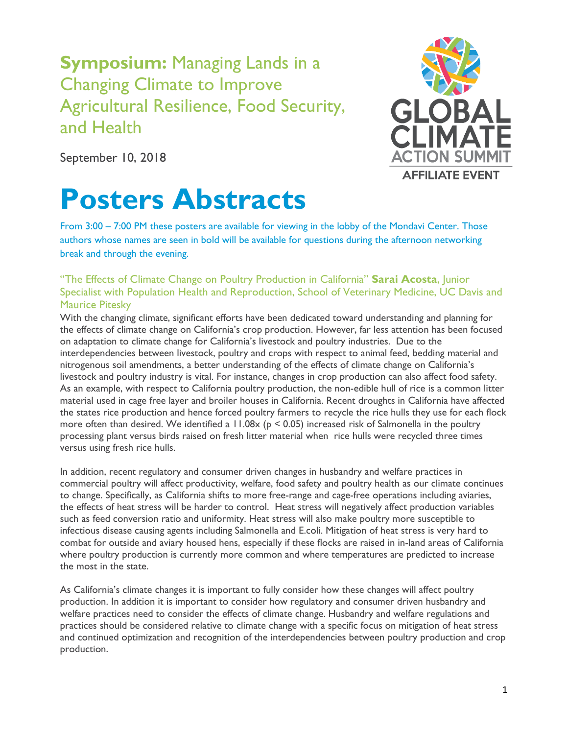# **Symposium:** Managing Lands in a Changing Climate to Improve Agricultural Resilience, Food Security, and Health

GLOBAL CLIMATE ACTION SUMMIT AFFILIATE EVENT

September 10, 2018

# Posters Abstracts

From 3:00 – 7:00 PM these posters are available for viewing in the lobby of the Mondavi Center. Those authors whose names are seen in bold will be available for questions during the afternoon networking break and through the evening.

### "The Effects of Climate Change on Poultry Production in California" **Sarai Acosta**, Junior Specialist with Population Health and Reproduction, School of Veterinary Medicine, UC Davis and Maurice Pitesky

With the changing climate, significant efforts have been dedicated toward understanding and planning for the effects of climate change on California's crop production. However, far less attention has been focused on adaptation to climate change for California's livestock and poultry industries. Due to the interdependencies between livestock, poultry and crops with respect to animal feed, bedding material and nitrogenous soil amendments, a better understanding of the effects of climate change on California's livestock and poultry industry is vital. For instance, changes in crop production can also affect food safety. As an example, with respect to California poultry production, the non-edible hull of rice is a common litter material used in cage free layer and broiler houses in California. Recent droughts in California have affected the states rice production and hence forced poultry farmers to recycle the rice hulls they use for each flock more often than desired. We identified a 11.08x ($p < 0.05$) increased risk of Salmonella in the poultry processing plant versus birds raised on fresh litter material when rice hulls were recycled three times versus using fresh rice hulls.

In addition, recent regulatory and consumer driven changes in husbandry and welfare practices in commercial poultry will affect productivity, welfare, food safety and poultry health as our climate continues to change. Specifically, as California shifts to more free-range and cage-free operations including aviaries, the effects of heat stress will be harder to control. Heat stress will negatively affect production variables such as feed conversion ratio and uniformity. Heat stress will also make poultry more susceptible to infectious disease causing agents including Salmonella and E.coli. Mitigation of heat stress is very hard to combat for outside and aviary housed hens, especially if these flocks are raised in in-land areas of California where poultry production is currently more common and where temperatures are predicted to increase the most in the state.

As California's climate changes it is important to fully consider how these changes will affect poultry production. In addition it is important to consider how regulatory and consumer driven husbandry and welfare practices need to consider the effects of climate change. Husbandry and welfare regulations and practices should be considered relative to climate change with a specific focus on mitigation of heat stress and continued optimization and recognition of the interdependencies between poultry production and crop production.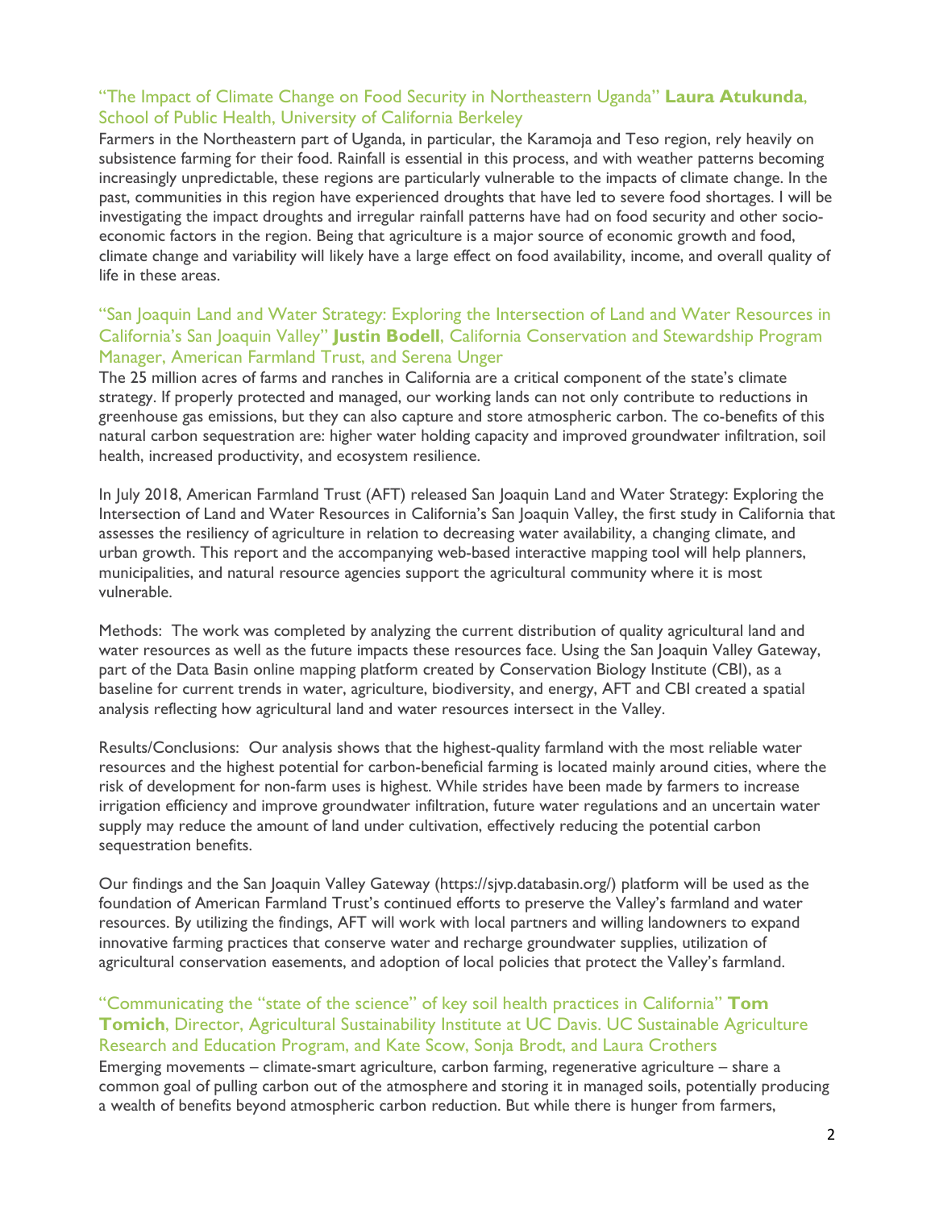### "The Impact of Climate Change on Food Security in Northeastern Uganda" **Laura Atukunda**, School of Public Health, University of California Berkeley

Farmers in the Northeastern part of Uganda, in particular, the Karamoja and Teso region, rely heavily on subsistence farming for their food. Rainfall is essential in this process, and with weather patterns becoming increasingly unpredictable, these regions are particularly vulnerable to the impacts of climate change. In the past, communities in this region have experienced droughts that have led to severe food shortages. I will be investigating the impact droughts and irregular rainfall patterns have had on food security and other socio-economic factors in the region. Being that agriculture is a major source of economic growth and food, climate change and variability will likely have a large effect on food availability, income, and overall quality of life in these areas.

### "San Joaquin Land and Water Strategy: Exploring the Intersection of Land and Water Resources in California's San Joaquin Valley" **Justin Bodell**, California Conservation and Stewardship Program Manager, American Farmland Trust, and Serena Unger

The 25 million acres of farms and ranches in California are a critical component of the state's climate strategy. If properly protected and managed, our working lands can not only contribute to reductions in greenhouse gas emissions, but they can also capture and store atmospheric carbon. The co-benefits of this natural carbon sequestration are: higher water holding capacity and improved groundwater infiltration, soil health, increased productivity, and ecosystem resilience.

In July 2018, American Farmland Trust (AFT) released San Joaquin Land and Water Strategy: Exploring the Intersection of Land and Water Resources in California's San Joaquin Valley, the first study in California that assesses the resiliency of agriculture in relation to decreasing water availability, a changing climate, and urban growth. This report and the accompanying web-based interactive mapping tool will help planners, municipalities, and natural resource agencies support the agricultural community where it is most vulnerable.

Methods: The work was completed by analyzing the current distribution of quality agricultural land and water resources as well as the future impacts these resources face. Using the San Joaquin Valley Gateway, part of the Data Basin online mapping platform created by Conservation Biology Institute (CBI), as a baseline for current trends in water, agriculture, biodiversity, and energy, AFT and CBI created a spatial analysis reflecting how agricultural land and water resources intersect in the Valley.

Results/Conclusions: Our analysis shows that the highest-quality farmland with the most reliable water resources and the highest potential for carbon-beneficial farming is located mainly around cities, where the risk of development for non-farm uses is highest. While strides have been made by farmers to increase irrigation efficiency and improve groundwater infiltration, future water regulations and an uncertain water supply may reduce the amount of land under cultivation, effectively reducing the potential carbon sequestration benefits.

Our findings and the San Joaquin Valley Gateway (https://sjvp.databasin.org/) platform will be used as the foundation of American Farmland Trust's continued efforts to preserve the Valley's farmland and water resources. By utilizing the findings, AFT will work with local partners and willing landowners to expand innovative farming practices that conserve water and recharge groundwater supplies, utilization of agricultural conservation easements, and adoption of local policies that protect the Valley's farmland.

### "Communicating the "state of the science" of key soil health practices in California" **Tom Tomich**, Director, Agricultural Sustainability Institute at UC Davis. UC Sustainable Agriculture Research and Education Program, and Kate Scow, Sonja Brodt, and Laura Crothers

Emerging movements – climate-smart agriculture, carbon farming, regenerative agriculture – share a common goal of pulling carbon out of the atmosphere and storing it in managed soils, potentially producing a wealth of benefits beyond atmospheric carbon reduction. But while there is hunger from farmers,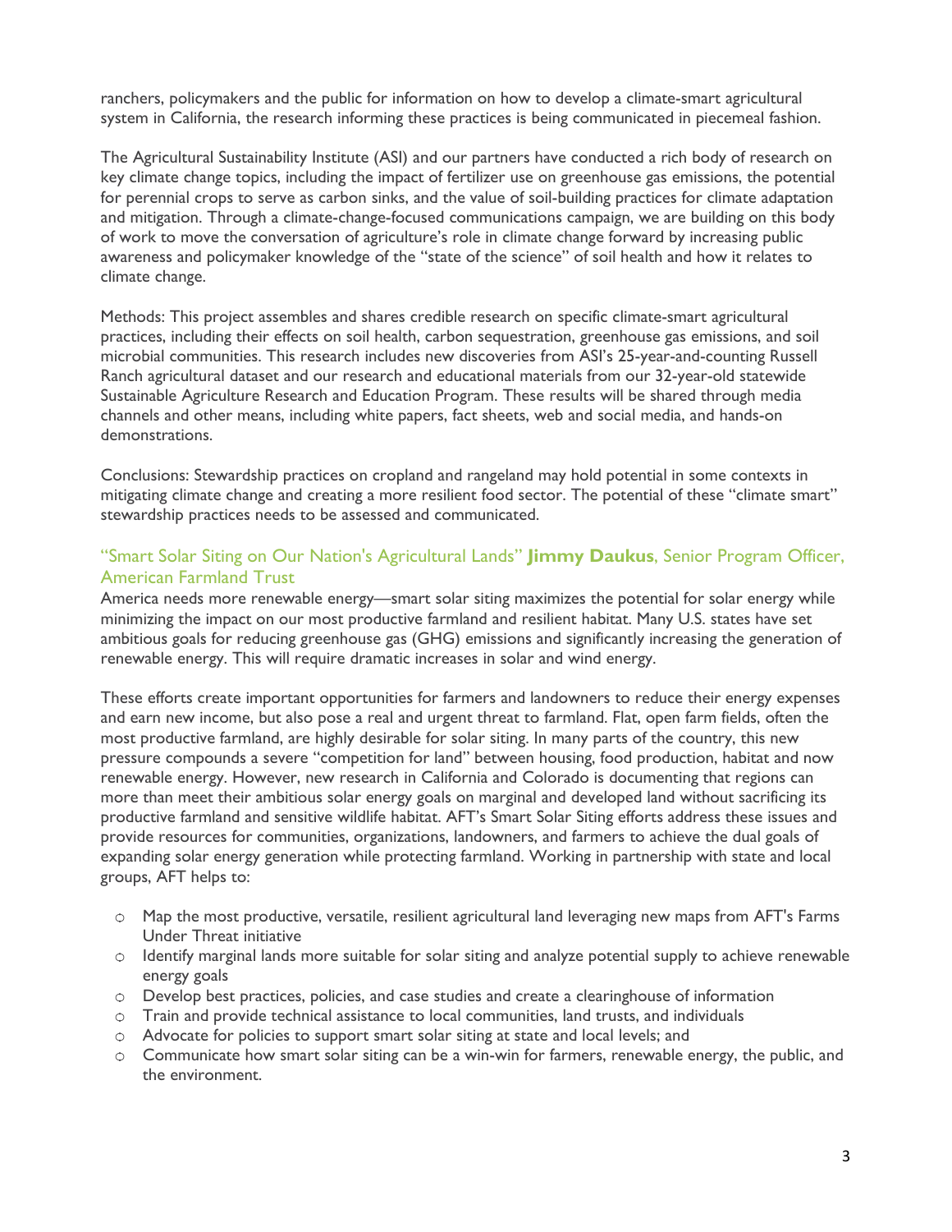ranchers, policymakers and the public for information on how to develop a climate-smart agricultural system in California, the research informing these practices is being communicated in piecemeal fashion.

The Agricultural Sustainability Institute (ASI) and our partners have conducted a rich body of research on key climate change topics, including the impact of fertilizer use on greenhouse gas emissions, the potential for perennial crops to serve as carbon sinks, and the value of soil-building practices for climate adaptation and mitigation. Through a climate-change-focused communications campaign, we are building on this body of work to move the conversation of agriculture's role in climate change forward by increasing public awareness and policymaker knowledge of the "state of the science" of soil health and how it relates to climate change.

Methods: This project assembles and shares credible research on specific climate-smart agricultural practices, including their effects on soil health, carbon sequestration, greenhouse gas emissions, and soil microbial communities. This research includes new discoveries from ASI's 25-year-and-counting Russell Ranch agricultural dataset and our research and educational materials from our 32-year-old statewide Sustainable Agriculture Research and Education Program. These results will be shared through media channels and other means, including white papers, fact sheets, web and social media, and hands-on demonstrations.

Conclusions: Stewardship practices on cropland and rangeland may hold potential in some contexts in mitigating climate change and creating a more resilient food sector. The potential of these "climate smart" stewardship practices needs to be assessed and communicated.

### "Smart Solar Siting on Our Nation's Agricultural Lands" **Jimmy Daukus**, Senior Program Officer, American Farmland Trust

America needs more renewable energy—smart solar siting maximizes the potential for solar energy while minimizing the impact on our most productive farmland and resilient habitat. Many U.S. states have set ambitious goals for reducing greenhouse gas (GHG) emissions and significantly increasing the generation of renewable energy. This will require dramatic increases in solar and wind energy.

These efforts create important opportunities for farmers and landowners to reduce their energy expenses and earn new income, but also pose a real and urgent threat to farmland. Flat, open farm fields, often the most productive farmland, are highly desirable for solar siting. In many parts of the country, this new pressure compounds a severe "competition for land" between housing, food production, habitat and now renewable energy. However, new research in California and Colorado is documenting that regions can more than meet their ambitious solar energy goals on marginal and developed land without sacrificing its productive farmland and sensitive wildlife habitat. AFT's Smart Solar Siting efforts address these issues and provide resources for communities, organizations, landowners, and farmers to achieve the dual goals of expanding solar energy generation while protecting farmland. Working in partnership with state and local groups, AFT helps to:

- Map the most productive, versatile, resilient agricultural land leveraging new maps from AFT's Farms Under Threat initiative
- Identify marginal lands more suitable for solar siting and analyze potential supply to achieve renewable energy goals
- Develop best practices, policies, and case studies and create a clearinghouse of information
- Train and provide technical assistance to local communities, land trusts, and individuals
- Advocate for policies to support smart solar siting at state and local levels; and
- Communicate how smart solar siting can be a win-win for farmers, renewable energy, the public, and the environment.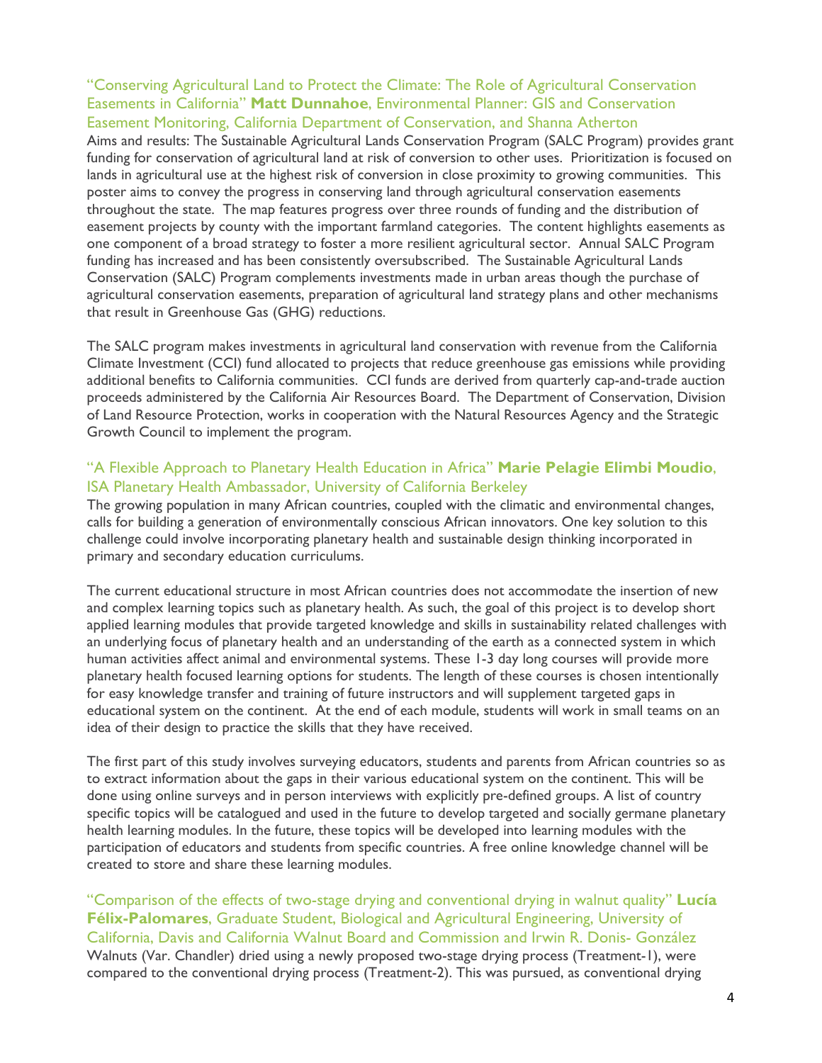### "Conserving Agricultural Land to Protect the Climate: The Role of Agricultural Conservation Easements in California" **Matt Dunnahoe**, Environmental Planner: GIS and Conservation Easement Monitoring, California Department of Conservation, and Shanna Atherton

Aims and results: The Sustainable Agricultural Lands Conservation Program (SALC Program) provides grant funding for conservation of agricultural land at risk of conversion to other uses. Prioritization is focused on lands in agricultural use at the highest risk of conversion in close proximity to growing communities. This poster aims to convey the progress in conserving land through agricultural conservation easements throughout the state. The map features progress over three rounds of funding and the distribution of easement projects by county with the important farmland categories. The content highlights easements as one component of a broad strategy to foster a more resilient agricultural sector. Annual SALC Program funding has increased and has been consistently oversubscribed. The Sustainable Agricultural Lands Conservation (SALC) Program complements investments made in urban areas though the purchase of agricultural conservation easements, preparation of agricultural land strategy plans and other mechanisms that result in Greenhouse Gas (GHG) reductions.

The SALC program makes investments in agricultural land conservation with revenue from the California Climate Investment (CCI) fund allocated to projects that reduce greenhouse gas emissions while providing additional benefits to California communities. CCI funds are derived from quarterly cap-and-trade auction proceeds administered by the California Air Resources Board. The Department of Conservation, Division of Land Resource Protection, works in cooperation with the Natural Resources Agency and the Strategic Growth Council to implement the program.

### "A Flexible Approach to Planetary Health Education in Africa" **Marie Pelagie Elimbi Moudio**, ISA Planetary Health Ambassador, University of California Berkeley

The growing population in many African countries, coupled with the climatic and environmental changes, calls for building a generation of environmentally conscious African innovators. One key solution to this challenge could involve incorporating planetary health and sustainable design thinking incorporated in primary and secondary education curriculums.

The current educational structure in most African countries does not accommodate the insertion of new and complex learning topics such as planetary health. As such, the goal of this project is to develop short applied learning modules that provide targeted knowledge and skills in sustainability related challenges with an underlying focus of planetary health and an understanding of the earth as a connected system in which human activities affect animal and environmental systems. These 1-3 day long courses will provide more planetary health focused learning options for students. The length of these courses is chosen intentionally for easy knowledge transfer and training of future instructors and will supplement targeted gaps in educational system on the continent. At the end of each module, students will work in small teams on an idea of their design to practice the skills that they have received.

The first part of this study involves surveying educators, students and parents from African countries so as to extract information about the gaps in their various educational system on the continent. This will be done using online surveys and in person interviews with explicitly pre-defined groups. A list of country specific topics will be catalogued and used in the future to develop targeted and socially germane planetary health learning modules. In the future, these topics will be developed into learning modules with the participation of educators and students from specific countries. A free online knowledge channel will be created to store and share these learning modules.

### "Comparison of the effects of two-stage drying and conventional drying in walnut quality" **Lucía Félix-Palomares**, Graduate Student, Biological and Agricultural Engineering, University of California, Davis and California Walnut Board and Commission and Irwin R. Donis- González

Walnuts (Var. Chandler) dried using a newly proposed two-stage drying process (Treatment-1), were compared to the conventional drying process (Treatment-2). This was pursued, as conventional drying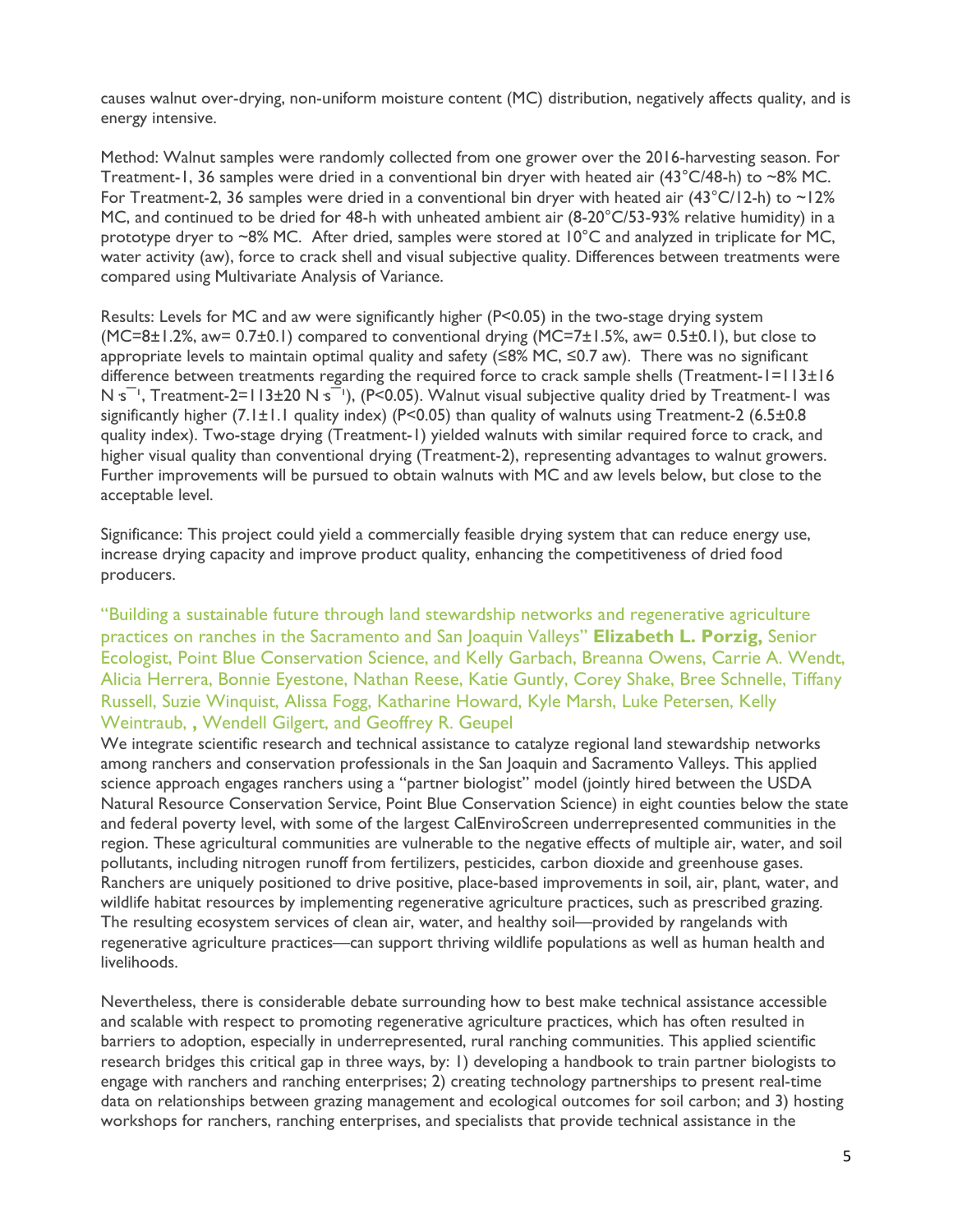causes walnut over-drying, non-uniform moisture content (MC) distribution, negatively affects quality, and is energy intensive.

Method: Walnut samples were randomly collected from one grower over the 2016-harvesting season. For Treatment-1, 36 samples were dried in a conventional bin dryer with heated air (43°C/48-h) to ~8% MC. For Treatment-2, 36 samples were dried in a conventional bin dryer with heated air (43°C/12-h) to ~12% MC, and continued to be dried for 48-h with unheated ambient air (8-20°C/53-93% relative humidity) in a prototype dryer to ~8% MC. After dried, samples were stored at 10°C and analyzed in triplicate for MC, water activity (aw), force to crack shell and visual subjective quality. Differences between treatments were compared using Multivariate Analysis of Variance.

Results: Levels for MC and aw were significantly higher ($P<0.05$) in the two-stage drying system (MC=8±1.2%, aw= 0.7±0.1) compared to conventional drying (MC=7±1.5%, aw= 0.5±0.1), but close to appropriate levels to maintain optimal quality and safety (≤8% MC, ≤0.7 aw). There was no significant difference between treatments regarding the required force to crack sample shells (Treatment-1=113±16 $N \cdot s^{-1}$, Treatment-2=113±20 $N \cdot s^{-1}$), ($P<0.05$). Walnut visual subjective quality dried by Treatment-1 was significantly higher (7.1±1.1 quality index) ($P<0.05$) than quality of walnuts using Treatment-2 (6.5±0.8 quality index). Two-stage drying (Treatment-1) yielded walnuts with similar required force to crack, and higher visual quality than conventional drying (Treatment-2), representing advantages to walnut growers. Further improvements will be pursued to obtain walnuts with MC and aw levels below, but close to the acceptable level.

Significance: This project could yield a commercially feasible drying system that can reduce energy use, increase drying capacity and improve product quality, enhancing the competitiveness of dried food producers.

"Building a sustainable future through land stewardship networks and regenerative agriculture practices on ranches in the Sacramento and San Joaquin Valleys" **Elizabeth L. Porzig,** Senior Ecologist, Point Blue Conservation Science, and Kelly Garbach, Breanna Owens, Carrie A. Wendt, Alicia Herrera, Bonnie Eyestone, Nathan Reese, Katie Guntly, Corey Shake, Bree Schnelle, Tiffany Russell, Suzie Winquist, Alissa Fogg, Katharine Howard, Kyle Marsh, Luke Petersen, Kelly Weintraub, **,** Wendell Gilgert, and Geoffrey R. Geupel

We integrate scientific research and technical assistance to catalyze regional land stewardship networks among ranchers and conservation professionals in the San Joaquin and Sacramento Valleys. This applied science approach engages ranchers using a "partner biologist" model (jointly hired between the USDA Natural Resource Conservation Service, Point Blue Conservation Science) in eight counties below the state and federal poverty level, with some of the largest CalEnviroScreen underrepresented communities in the region. These agricultural communities are vulnerable to the negative effects of multiple air, water, and soil pollutants, including nitrogen runoff from fertilizers, pesticides, carbon dioxide and greenhouse gases. Ranchers are uniquely positioned to drive positive, place-based improvements in soil, air, plant, water, and wildlife habitat resources by implementing regenerative agriculture practices, such as prescribed grazing. The resulting ecosystem services of clean air, water, and healthy soil—provided by rangelands with regenerative agriculture practices—can support thriving wildlife populations as well as human health and livelihoods.

Nevertheless, there is considerable debate surrounding how to best make technical assistance accessible and scalable with respect to promoting regenerative agriculture practices, which has often resulted in barriers to adoption, especially in underrepresented, rural ranching communities. This applied scientific research bridges this critical gap in three ways, by: 1) developing a handbook to train partner biologists to engage with ranchers and ranching enterprises; 2) creating technology partnerships to present real-time data on relationships between grazing management and ecological outcomes for soil carbon; and 3) hosting workshops for ranchers, ranching enterprises, and specialists that provide technical assistance in the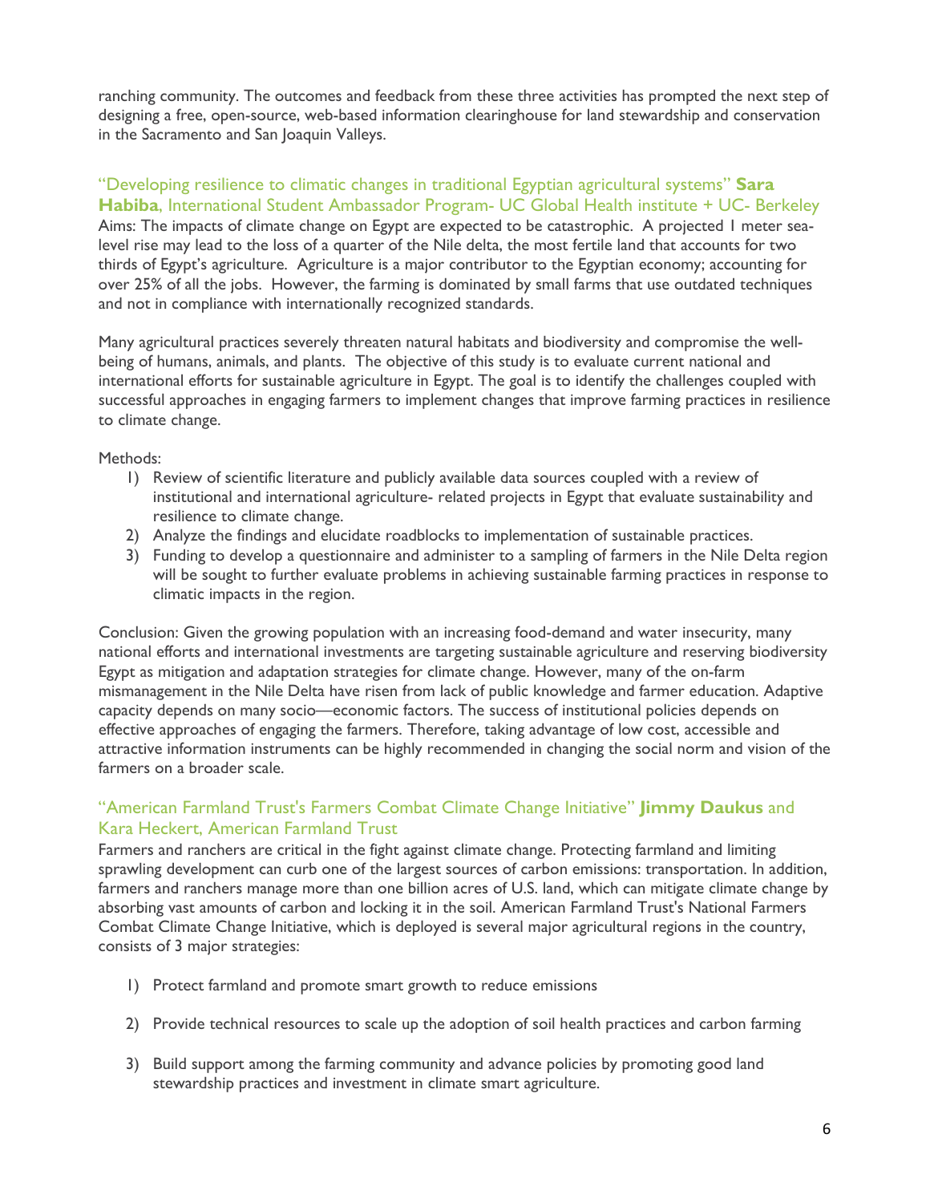ranching community. The outcomes and feedback from these three activities has prompted the next step of designing a free, open-source, web-based information clearinghouse for land stewardship and conservation in the Sacramento and San Joaquin Valleys.

### "Developing resilience to climatic changes in traditional Egyptian agricultural systems" **Sara Habiba**, International Student Ambassador Program- UC Global Health institute + UC- Berkeley

Aims: The impacts of climate change on Egypt are expected to be catastrophic. A projected 1 meter sea-level rise may lead to the loss of a quarter of the Nile delta, the most fertile land that accounts for two thirds of Egypt's agriculture. Agriculture is a major contributor to the Egyptian economy; accounting for over 25% of all the jobs. However, the farming is dominated by small farms that use outdated techniques and not in compliance with internationally recognized standards.

Many agricultural practices severely threaten natural habitats and biodiversity and compromise the well-being of humans, animals, and plants. The objective of this study is to evaluate current national and international efforts for sustainable agriculture in Egypt. The goal is to identify the challenges coupled with successful approaches in engaging farmers to implement changes that improve farming practices in resilience to climate change.

Methods:

1) Review of scientific literature and publicly available data sources coupled with a review of institutional and international agriculture- related projects in Egypt that evaluate sustainability and resilience to climate change.
2) Analyze the findings and elucidate roadblocks to implementation of sustainable practices.
3) Funding to develop a questionnaire and administer to a sampling of farmers in the Nile Delta region will be sought to further evaluate problems in achieving sustainable farming practices in response to climatic impacts in the region.

Conclusion: Given the growing population with an increasing food-demand and water insecurity, many national efforts and international investments are targeting sustainable agriculture and reserving biodiversity Egypt as mitigation and adaptation strategies for climate change. However, many of the on-farm mismanagement in the Nile Delta have risen from lack of public knowledge and farmer education. Adaptive capacity depends on many socio—economic factors. The success of institutional policies depends on effective approaches of engaging the farmers. Therefore, taking advantage of low cost, accessible and attractive information instruments can be highly recommended in changing the social norm and vision of the farmers on a broader scale.

### "American Farmland Trust's Farmers Combat Climate Change Initiative" **Jimmy Daukus** and Kara Heckert, American Farmland Trust

Farmers and ranchers are critical in the fight against climate change. Protecting farmland and limiting sprawling development can curb one of the largest sources of carbon emissions: transportation. In addition, farmers and ranchers manage more than one billion acres of U.S. land, which can mitigate climate change by absorbing vast amounts of carbon and locking it in the soil. American Farmland Trust's National Farmers Combat Climate Change Initiative, which is deployed is several major agricultural regions in the country, consists of 3 major strategies:

1) Protect farmland and promote smart growth to reduce emissions
2) Provide technical resources to scale up the adoption of soil health practices and carbon farming
3) Build support among the farming community and advance policies by promoting good land stewardship practices and investment in climate smart agriculture.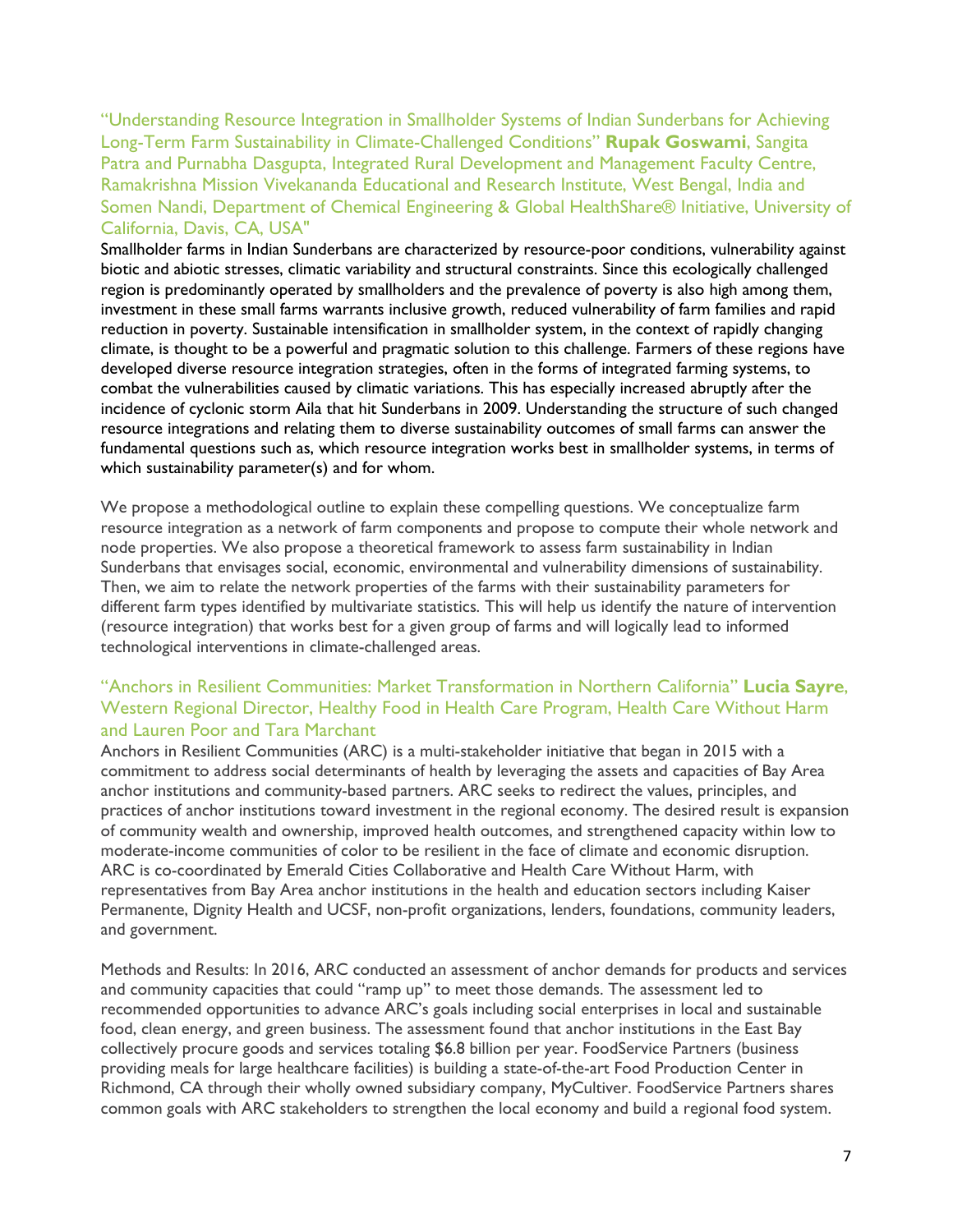### "Understanding Resource Integration in Smallholder Systems of Indian Sunderbans for Achieving Long-Term Farm Sustainability in Climate-Challenged Conditions" **Rupak Goswami**, Sangita Patra and Purnabha Dasgupta, Integrated Rural Development and Management Faculty Centre, Ramakrishna Mission Vivekananda Educational and Research Institute, West Bengal, India and Somen Nandi, Department of Chemical Engineering & Global HealthShare® Initiative, University of California, Davis, CA, USA"

Smallholder farms in Indian Sunderbans are characterized by resource-poor conditions, vulnerability against biotic and abiotic stresses, climatic variability and structural constraints. Since this ecologically challenged region is predominantly operated by smallholders and the prevalence of poverty is also high among them, investment in these small farms warrants inclusive growth, reduced vulnerability of farm families and rapid reduction in poverty. Sustainable intensification in smallholder system, in the context of rapidly changing climate, is thought to be a powerful and pragmatic solution to this challenge. Farmers of these regions have developed diverse resource integration strategies, often in the forms of integrated farming systems, to combat the vulnerabilities caused by climatic variations. This has especially increased abruptly after the incidence of cyclonic storm Aila that hit Sunderbans in 2009. Understanding the structure of such changed resource integrations and relating them to diverse sustainability outcomes of small farms can answer the fundamental questions such as, which resource integration works best in smallholder systems, in terms of which sustainability parameter(s) and for whom.

We propose a methodological outline to explain these compelling questions. We conceptualize farm resource integration as a network of farm components and propose to compute their whole network and node properties. We also propose a theoretical framework to assess farm sustainability in Indian Sunderbans that envisages social, economic, environmental and vulnerability dimensions of sustainability. Then, we aim to relate the network properties of the farms with their sustainability parameters for different farm types identified by multivariate statistics. This will help us identify the nature of intervention (resource integration) that works best for a given group of farms and will logically lead to informed technological interventions in climate-challenged areas.

### "Anchors in Resilient Communities: Market Transformation in Northern California" **Lucia Sayre**, Western Regional Director, Healthy Food in Health Care Program, Health Care Without Harm and Lauren Poor and Tara Marchant

Anchors in Resilient Communities (ARC) is a multi-stakeholder initiative that began in 2015 with a commitment to address social determinants of health by leveraging the assets and capacities of Bay Area anchor institutions and community-based partners. ARC seeks to redirect the values, principles, and practices of anchor institutions toward investment in the regional economy. The desired result is expansion of community wealth and ownership, improved health outcomes, and strengthened capacity within low to moderate-income communities of color to be resilient in the face of climate and economic disruption. ARC is co-coordinated by Emerald Cities Collaborative and Health Care Without Harm, with representatives from Bay Area anchor institutions in the health and education sectors including Kaiser Permanente, Dignity Health and UCSF, non-profit organizations, lenders, foundations, community leaders, and government.

Methods and Results: In 2016, ARC conducted an assessment of anchor demands for products and services and community capacities that could "ramp up" to meet those demands. The assessment led to recommended opportunities to advance ARC's goals including social enterprises in local and sustainable food, clean energy, and green business. The assessment found that anchor institutions in the East Bay collectively procure goods and services totaling $6.8 billion per year. FoodService Partners (business providing meals for large healthcare facilities) is building a state-of-the-art Food Production Center in Richmond, CA through their wholly owned subsidiary company, MyCultiver. FoodService Partners shares common goals with ARC stakeholders to strengthen the local economy and build a regional food system.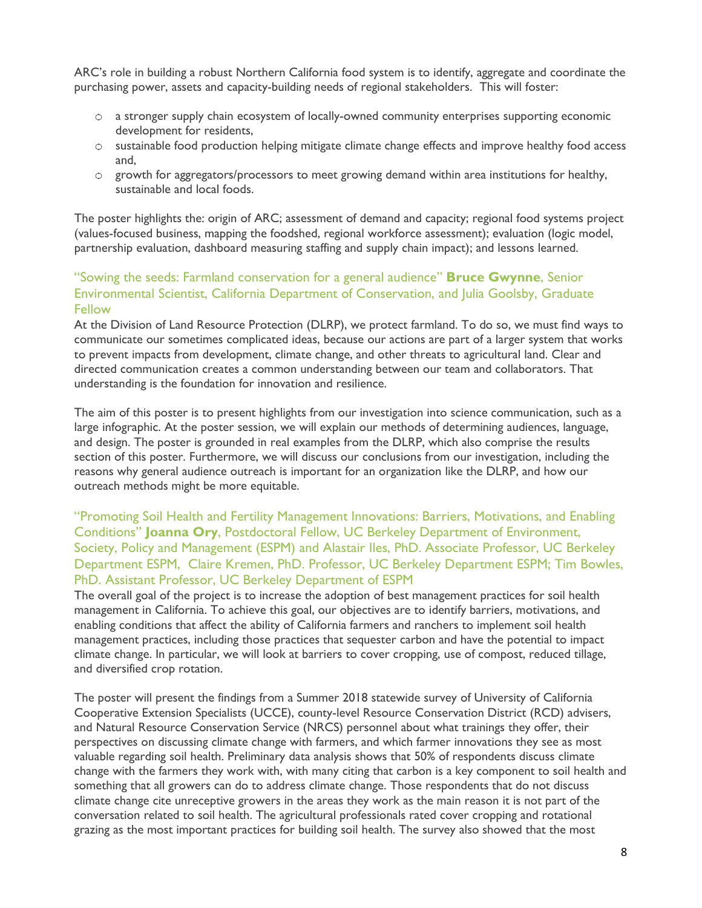ARC's role in building a robust Northern California food system is to identify, aggregate and coordinate the purchasing power, assets and capacity-building needs of regional stakeholders. This will foster:

- a stronger supply chain ecosystem of locally-owned community enterprises supporting economic development for residents,
- sustainable food production helping mitigate climate change effects and improve healthy food access and,
- growth for aggregators/processors to meet growing demand within area institutions for healthy, sustainable and local foods.

The poster highlights the: origin of ARC; assessment of demand and capacity; regional food systems project (values-focused business, mapping the foodshed, regional workforce assessment); evaluation (logic model, partnership evaluation, dashboard measuring staffing and supply chain impact); and lessons learned.

### "Sowing the seeds: Farmland conservation for a general audience" **Bruce Gwynne**, Senior Environmental Scientist, California Department of Conservation, and Julia Goolsby, Graduate Fellow

At the Division of Land Resource Protection (DLRP), we protect farmland. To do so, we must find ways to communicate our sometimes complicated ideas, because our actions are part of a larger system that works to prevent impacts from development, climate change, and other threats to agricultural land. Clear and directed communication creates a common understanding between our team and collaborators. That understanding is the foundation for innovation and resilience.

The aim of this poster is to present highlights from our investigation into science communication, such as a large infographic. At the poster session, we will explain our methods of determining audiences, language, and design. The poster is grounded in real examples from the DLRP, which also comprise the results section of this poster. Furthermore, we will discuss our conclusions from our investigation, including the reasons why general audience outreach is important for an organization like the DLRP, and how our outreach methods might be more equitable.

### "Promoting Soil Health and Fertility Management Innovations: Barriers, Motivations, and Enabling Conditions" **Joanna Ory**, Postdoctoral Fellow, UC Berkeley Department of Environment, Society, Policy and Management (ESPM) and Alastair Iles, PhD. Associate Professor, UC Berkeley Department ESPM, Claire Kremen, PhD. Professor, UC Berkeley Department ESPM; Tim Bowles, PhD. Assistant Professor, UC Berkeley Department of ESPM

The overall goal of the project is to increase the adoption of best management practices for soil health management in California. To achieve this goal, our objectives are to identify barriers, motivations, and enabling conditions that affect the ability of California farmers and ranchers to implement soil health management practices, including those practices that sequester carbon and have the potential to impact climate change. In particular, we will look at barriers to cover cropping, use of compost, reduced tillage, and diversified crop rotation.

The poster will present the findings from a Summer 2018 statewide survey of University of California Cooperative Extension Specialists (UCCE), county-level Resource Conservation District (RCD) advisers, and Natural Resource Conservation Service (NRCS) personnel about what trainings they offer, their perspectives on discussing climate change with farmers, and which farmer innovations they see as most valuable regarding soil health. Preliminary data analysis shows that 50% of respondents discuss climate change with the farmers they work with, with many citing that carbon is a key component to soil health and something that all growers can do to address climate change. Those respondents that do not discuss climate change cite unreceptive growers in the areas they work as the main reason it is not part of the conversation related to soil health. The agricultural professionals rated cover cropping and rotational grazing as the most important practices for building soil health. The survey also showed that the most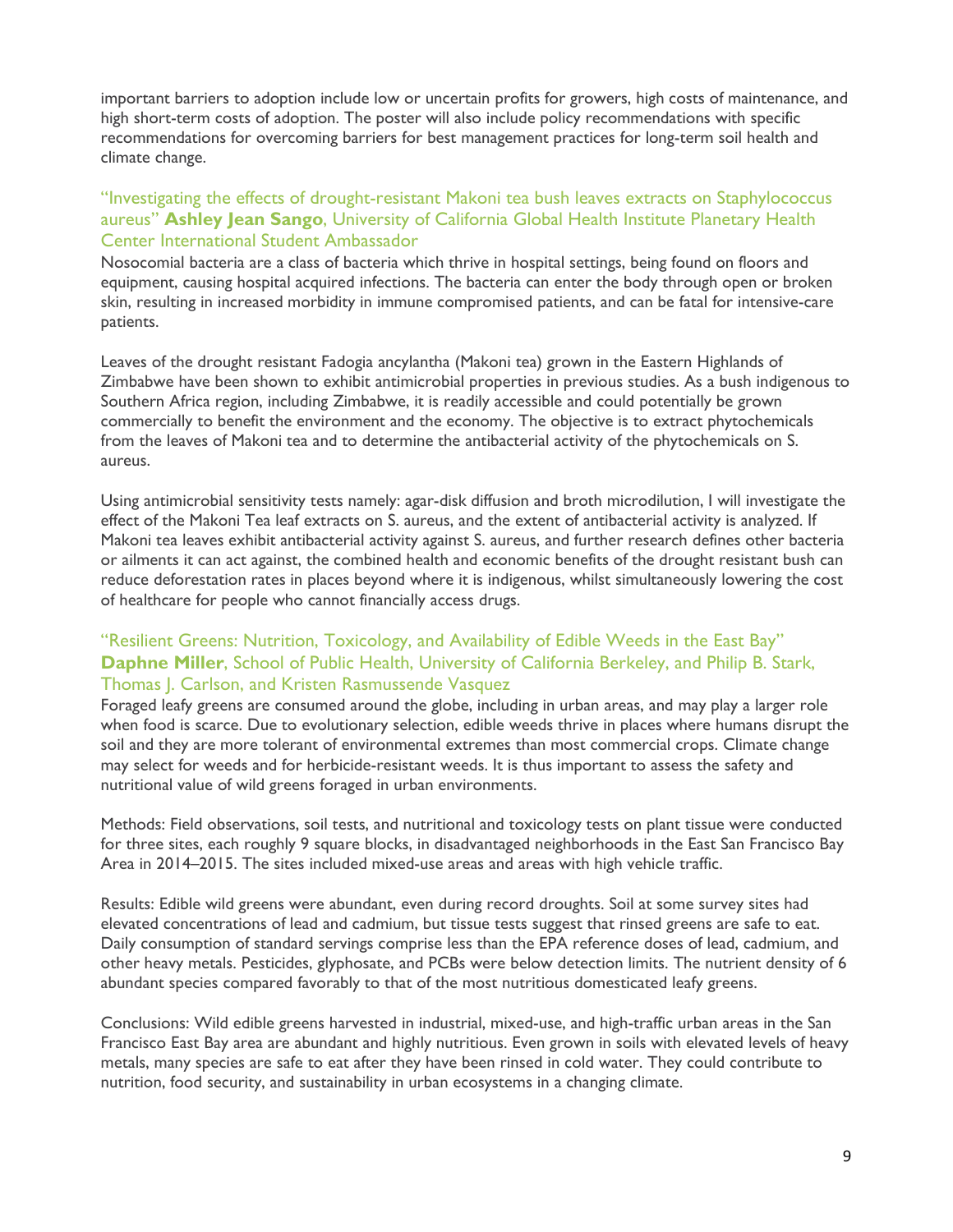important barriers to adoption include low or uncertain profits for growers, high costs of maintenance, and high short-term costs of adoption. The poster will also include policy recommendations with specific recommendations for overcoming barriers for best management practices for long-term soil health and climate change.

### "Investigating the effects of drought-resistant Makoni tea bush leaves extracts on Staphylococcus aureus" **Ashley Jean Sango**, University of California Global Health Institute Planetary Health Center International Student Ambassador

Nosocomial bacteria are a class of bacteria which thrive in hospital settings, being found on floors and equipment, causing hospital acquired infections. The bacteria can enter the body through open or broken skin, resulting in increased morbidity in immune compromised patients, and can be fatal for intensive-care patients.

Leaves of the drought resistant Fadogia ancylantha (Makoni tea) grown in the Eastern Highlands of Zimbabwe have been shown to exhibit antimicrobial properties in previous studies. As a bush indigenous to Southern Africa region, including Zimbabwe, it is readily accessible and could potentially be grown commercially to benefit the environment and the economy. The objective is to extract phytochemicals from the leaves of Makoni tea and to determine the antibacterial activity of the phytochemicals on S. aureus.

Using antimicrobial sensitivity tests namely: agar-disk diffusion and broth microdilution, I will investigate the effect of the Makoni Tea leaf extracts on S. aureus, and the extent of antibacterial activity is analyzed. If Makoni tea leaves exhibit antibacterial activity against S. aureus, and further research defines other bacteria or ailments it can act against, the combined health and economic benefits of the drought resistant bush can reduce deforestation rates in places beyond where it is indigenous, whilst simultaneously lowering the cost of healthcare for people who cannot financially access drugs.

### "Resilient Greens: Nutrition, Toxicology, and Availability of Edible Weeds in the East Bay" **Daphne Miller**, School of Public Health, University of California Berkeley, and Philip B. Stark, Thomas J. Carlson, and Kristen Rasmussende Vasquez

Foraged leafy greens are consumed around the globe, including in urban areas, and may play a larger role when food is scarce. Due to evolutionary selection, edible weeds thrive in places where humans disrupt the soil and they are more tolerant of environmental extremes than most commercial crops. Climate change may select for weeds and for herbicide-resistant weeds. It is thus important to assess the safety and nutritional value of wild greens foraged in urban environments.

Methods: Field observations, soil tests, and nutritional and toxicology tests on plant tissue were conducted for three sites, each roughly 9 square blocks, in disadvantaged neighborhoods in the East San Francisco Bay Area in 2014–2015. The sites included mixed-use areas and areas with high vehicle traffic.

Results: Edible wild greens were abundant, even during record droughts. Soil at some survey sites had elevated concentrations of lead and cadmium, but tissue tests suggest that rinsed greens are safe to eat. Daily consumption of standard servings comprise less than the EPA reference doses of lead, cadmium, and other heavy metals. Pesticides, glyphosate, and PCBs were below detection limits. The nutrient density of 6 abundant species compared favorably to that of the most nutritious domesticated leafy greens.

Conclusions: Wild edible greens harvested in industrial, mixed-use, and high-traffic urban areas in the San Francisco East Bay area are abundant and highly nutritious. Even grown in soils with elevated levels of heavy metals, many species are safe to eat after they have been rinsed in cold water. They could contribute to nutrition, food security, and sustainability in urban ecosystems in a changing climate.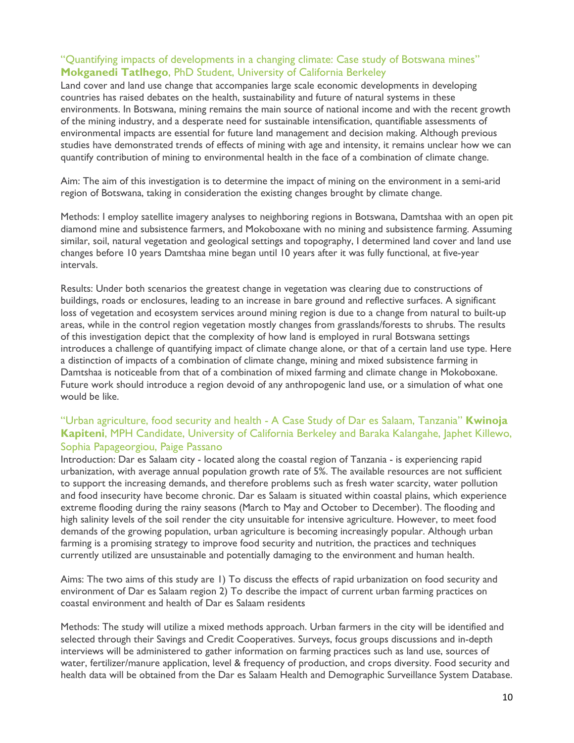### "Quantifying impacts of developments in a changing climate: Case study of Botswana mines" **Mokganedi Tatlhego**, PhD Student, University of California Berkeley

Land cover and land use change that accompanies large scale economic developments in developing countries has raised debates on the health, sustainability and future of natural systems in these environments. In Botswana, mining remains the main source of national income and with the recent growth of the mining industry, and a desperate need for sustainable intensification, quantifiable assessments of environmental impacts are essential for future land management and decision making. Although previous studies have demonstrated trends of effects of mining with age and intensity, it remains unclear how we can quantify contribution of mining to environmental health in the face of a combination of climate change.

Aim: The aim of this investigation is to determine the impact of mining on the environment in a semi-arid region of Botswana, taking in consideration the existing changes brought by climate change.

Methods: I employ satellite imagery analyses to neighboring regions in Botswana, Damtshaa with an open pit diamond mine and subsistence farmers, and Mokoboxane with no mining and subsistence farming. Assuming similar, soil, natural vegetation and geological settings and topography, I determined land cover and land use changes before 10 years Damtshaa mine began until 10 years after it was fully functional, at five-year intervals.

Results: Under both scenarios the greatest change in vegetation was clearing due to constructions of buildings, roads or enclosures, leading to an increase in bare ground and reflective surfaces. A significant loss of vegetation and ecosystem services around mining region is due to a change from natural to built-up areas, while in the control region vegetation mostly changes from grasslands/forests to shrubs. The results of this investigation depict that the complexity of how land is employed in rural Botswana settings introduces a challenge of quantifying impact of climate change alone, or that of a certain land use type. Here a distinction of impacts of a combination of climate change, mining and mixed subsistence farming in Damtshaa is noticeable from that of a combination of mixed farming and climate change in Mokoboxane. Future work should introduce a region devoid of any anthropogenic land use, or a simulation of what one would be like.

### "Urban agriculture, food security and health - A Case Study of Dar es Salaam, Tanzania" **Kwinoja Kapiteni**, MPH Candidate, University of California Berkeley and Baraka Kalangahe, Japhet Killewo, Sophia Papageorgiou, Paige Passano

Introduction: Dar es Salaam city - located along the coastal region of Tanzania - is experiencing rapid urbanization, with average annual population growth rate of 5%. The available resources are not sufficient to support the increasing demands, and therefore problems such as fresh water scarcity, water pollution and food insecurity have become chronic. Dar es Salaam is situated within coastal plains, which experience extreme flooding during the rainy seasons (March to May and October to December). The flooding and high salinity levels of the soil render the city unsuitable for intensive agriculture. However, to meet food demands of the growing population, urban agriculture is becoming increasingly popular. Although urban farming is a promising strategy to improve food security and nutrition, the practices and techniques currently utilized are unsustainable and potentially damaging to the environment and human health.

Aims: The two aims of this study are 1) To discuss the effects of rapid urbanization on food security and environment of Dar es Salaam region 2) To describe the impact of current urban farming practices on coastal environment and health of Dar es Salaam residents

Methods: The study will utilize a mixed methods approach. Urban farmers in the city will be identified and selected through their Savings and Credit Cooperatives. Surveys, focus groups discussions and in-depth interviews will be administered to gather information on farming practices such as land use, sources of water, fertilizer/manure application, level & frequency of production, and crops diversity. Food security and health data will be obtained from the Dar es Salaam Health and Demographic Surveillance System Database.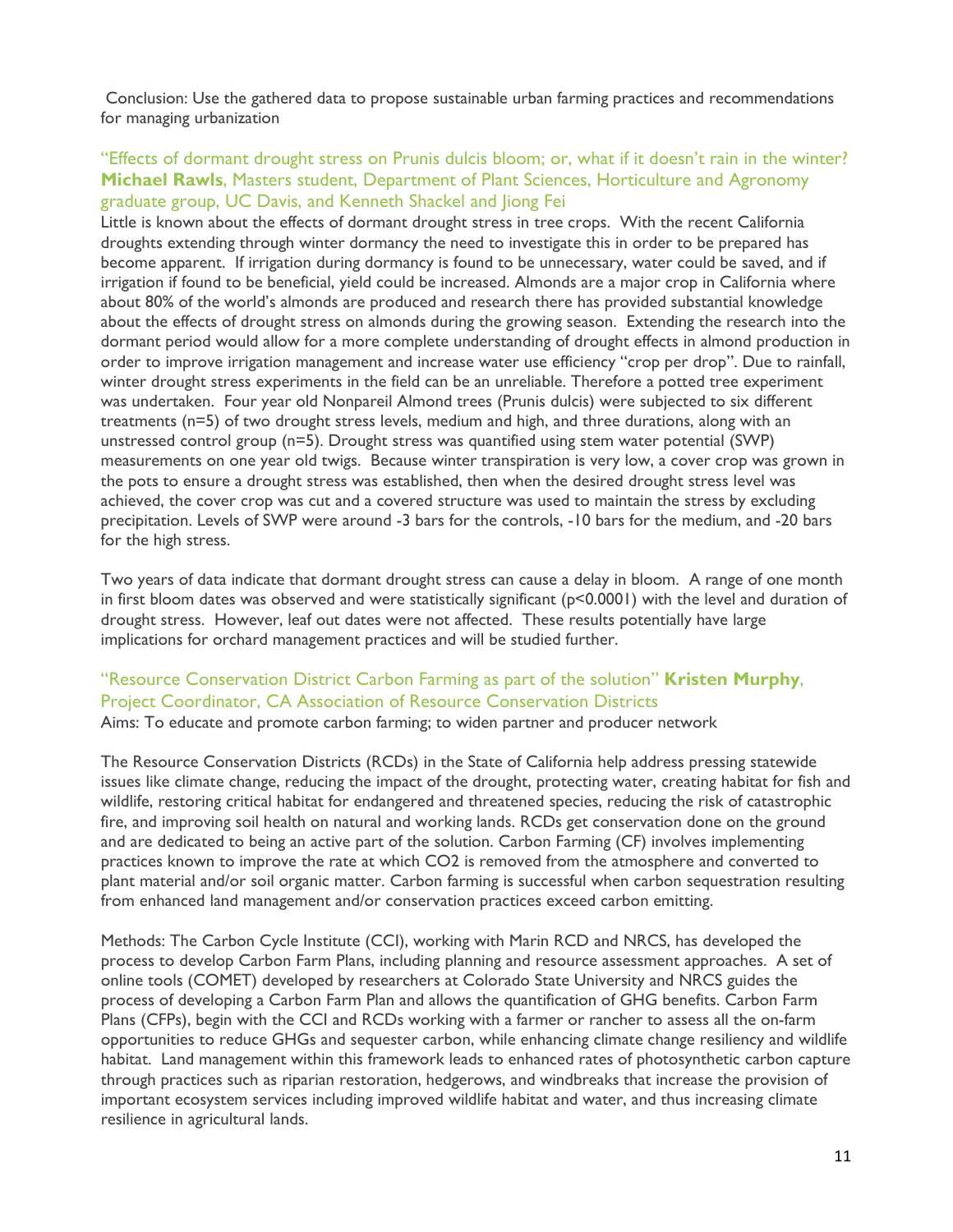Conclusion: Use the gathered data to propose sustainable urban farming practices and recommendations for managing urbanization

### "Effects of dormant drought stress on Prunis dulcis bloom; or, what if it doesn't rain in the winter? **Michael Rawls**, Masters student, Department of Plant Sciences, Horticulture and Agronomy graduate group, UC Davis, and Kenneth Shackel and Jiong Fei

Little is known about the effects of dormant drought stress in tree crops. With the recent California droughts extending through winter dormancy the need to investigate this in order to be prepared has become apparent. If irrigation during dormancy is found to be unnecessary, water could be saved, and if irrigation if found to be beneficial, yield could be increased. Almonds are a major crop in California where about 80% of the world's almonds are produced and research there has provided substantial knowledge about the effects of drought stress on almonds during the growing season. Extending the research into the dormant period would allow for a more complete understanding of drought effects in almond production in order to improve irrigation management and increase water use efficiency "crop per drop". Due to rainfall, winter drought stress experiments in the field can be an unreliable. Therefore a potted tree experiment was undertaken. Four year old Nonpareil Almond trees (Prunis dulcis) were subjected to six different treatments (n=5) of two drought stress levels, medium and high, and three durations, along with an unstressed control group (n=5). Drought stress was quantified using stem water potential (SWP) measurements on one year old twigs. Because winter transpiration is very low, a cover crop was grown in the pots to ensure a drought stress was established, then when the desired drought stress level was achieved, the cover crop was cut and a covered structure was used to maintain the stress by excluding precipitation. Levels of SWP were around -3 bars for the controls, -10 bars for the medium, and -20 bars for the high stress.

Two years of data indicate that dormant drought stress can cause a delay in bloom. A range of one month in first bloom dates was observed and were statistically significant ($p<0.0001$) with the level and duration of drought stress. However, leaf out dates were not affected. These results potentially have large implications for orchard management practices and will be studied further.

### "Resource Conservation District Carbon Farming as part of the solution" **Kristen Murphy**, Project Coordinator, CA Association of Resource Conservation Districts

Aims: To educate and promote carbon farming; to widen partner and producer network

The Resource Conservation Districts (RCDs) in the State of California help address pressing statewide issues like climate change, reducing the impact of the drought, protecting water, creating habitat for fish and wildlife, restoring critical habitat for endangered and threatened species, reducing the risk of catastrophic fire, and improving soil health on natural and working lands. RCDs get conservation done on the ground and are dedicated to being an active part of the solution. Carbon Farming (CF) involves implementing practices known to improve the rate at which $CO_2$ is removed from the atmosphere and converted to plant material and/or soil organic matter. Carbon farming is successful when carbon sequestration resulting from enhanced land management and/or conservation practices exceed carbon emitting.

Methods: The Carbon Cycle Institute (CCI), working with Marin RCD and NRCS, has developed the process to develop Carbon Farm Plans, including planning and resource assessment approaches. A set of online tools (COMET) developed by researchers at Colorado State University and NRCS guides the process of developing a Carbon Farm Plan and allows the quantification of GHG benefits. Carbon Farm Plans (CFPs), begin with the CCI and RCDs working with a farmer or rancher to assess all the on-farm opportunities to reduce GHGs and sequester carbon, while enhancing climate change resiliency and wildlife habitat. Land management within this framework leads to enhanced rates of photosynthetic carbon capture through practices such as riparian restoration, hedgerows, and windbreaks that increase the provision of important ecosystem services including improved wildlife habitat and water, and thus increasing climate resilience in agricultural lands.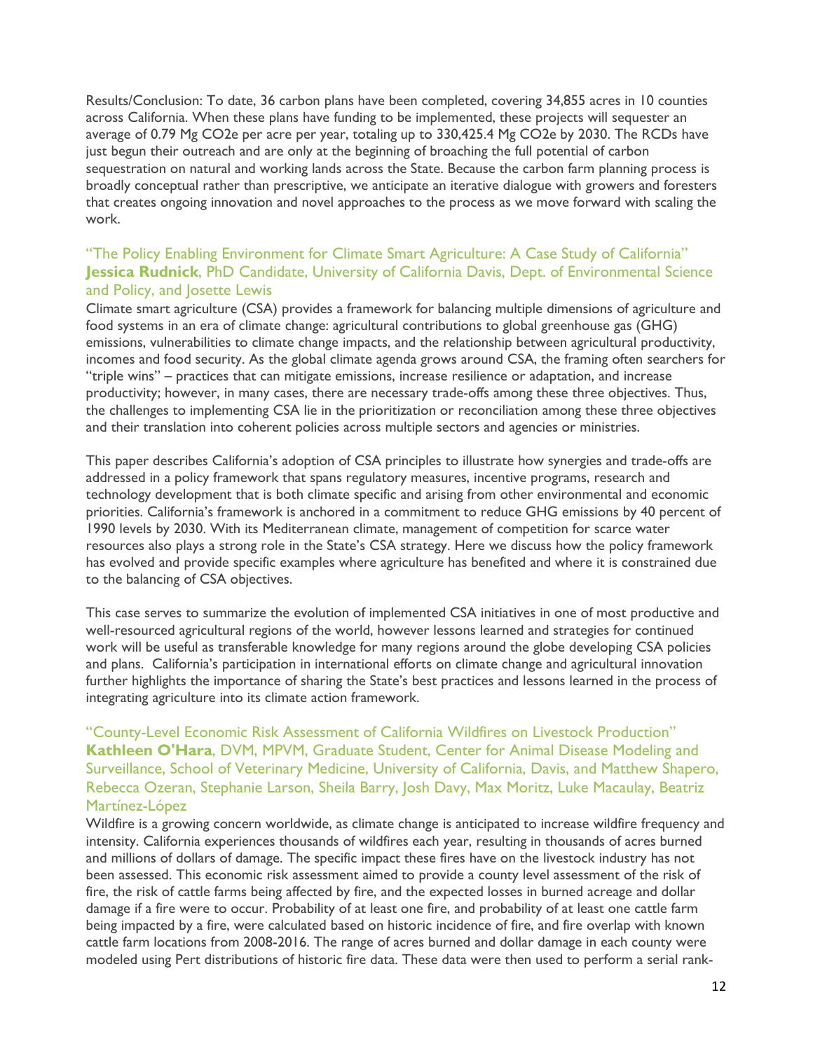Results/Conclusion: To date, 36 carbon plans have been completed, covering 34,855 acres in 10 counties across California. When these plans have funding to be implemented, these projects will sequester an average of 0.79 Mg $CO_2e$ per acre per year, totaling up to 330,425.4 Mg $CO_2e$ by 2030. The RCDs have just begun their outreach and are only at the beginning of broaching the full potential of carbon sequestration on natural and working lands across the State. Because the carbon farm planning process is broadly conceptual rather than prescriptive, we anticipate an iterative dialogue with growers and foresters that creates ongoing innovation and novel approaches to the process as we move forward with scaling the work.

### "The Policy Enabling Environment for Climate Smart Agriculture: A Case Study of California" **Jessica Rudnick**, PhD Candidate, University of California Davis, Dept. of Environmental Science and Policy, and Josette Lewis

Climate smart agriculture (CSA) provides a framework for balancing multiple dimensions of agriculture and food systems in an era of climate change: agricultural contributions to global greenhouse gas (GHG) emissions, vulnerabilities to climate change impacts, and the relationship between agricultural productivity, incomes and food security. As the global climate agenda grows around CSA, the framing often searchers for "triple wins" – practices that can mitigate emissions, increase resilience or adaptation, and increase productivity; however, in many cases, there are necessary trade-offs among these three objectives. Thus, the challenges to implementing CSA lie in the prioritization or reconciliation among these three objectives and their translation into coherent policies across multiple sectors and agencies or ministries.

This paper describes California's adoption of CSA principles to illustrate how synergies and trade-offs are addressed in a policy framework that spans regulatory measures, incentive programs, research and technology development that is both climate specific and arising from other environmental and economic priorities. California's framework is anchored in a commitment to reduce GHG emissions by 40 percent of 1990 levels by 2030. With its Mediterranean climate, management of competition for scarce water resources also plays a strong role in the State's CSA strategy. Here we discuss how the policy framework has evolved and provide specific examples where agriculture has benefited and where it is constrained due to the balancing of CSA objectives.

This case serves to summarize the evolution of implemented CSA initiatives in one of most productive and well-resourced agricultural regions of the world, however lessons learned and strategies for continued work will be useful as transferable knowledge for many regions around the globe developing CSA policies and plans. California's participation in international efforts on climate change and agricultural innovation further highlights the importance of sharing the State's best practices and lessons learned in the process of integrating agriculture into its climate action framework.

### "County-Level Economic Risk Assessment of California Wildfires on Livestock Production" **Kathleen O'Hara**, DVM, MPVM, Graduate Student, Center for Animal Disease Modeling and Surveillance, School of Veterinary Medicine, University of California, Davis, and Matthew Shapero, Rebecca Ozeran, Stephanie Larson, Sheila Barry, Josh Davy, Max Moritz, Luke Macaulay, Beatriz Martínez-López

Wildfire is a growing concern worldwide, as climate change is anticipated to increase wildfire frequency and intensity. California experiences thousands of wildfires each year, resulting in thousands of acres burned and millions of dollars of damage. The specific impact these fires have on the livestock industry has not been assessed. This economic risk assessment aimed to provide a county level assessment of the risk of fire, the risk of cattle farms being affected by fire, and the expected losses in burned acreage and dollar damage if a fire were to occur. Probability of at least one fire, and probability of at least one cattle farm being impacted by a fire, were calculated based on historic incidence of fire, and fire overlap with known cattle farm locations from 2008-2016. The range of acres burned and dollar damage in each county were modeled using Pert distributions of historic fire data. These data were then used to perform a serial rank-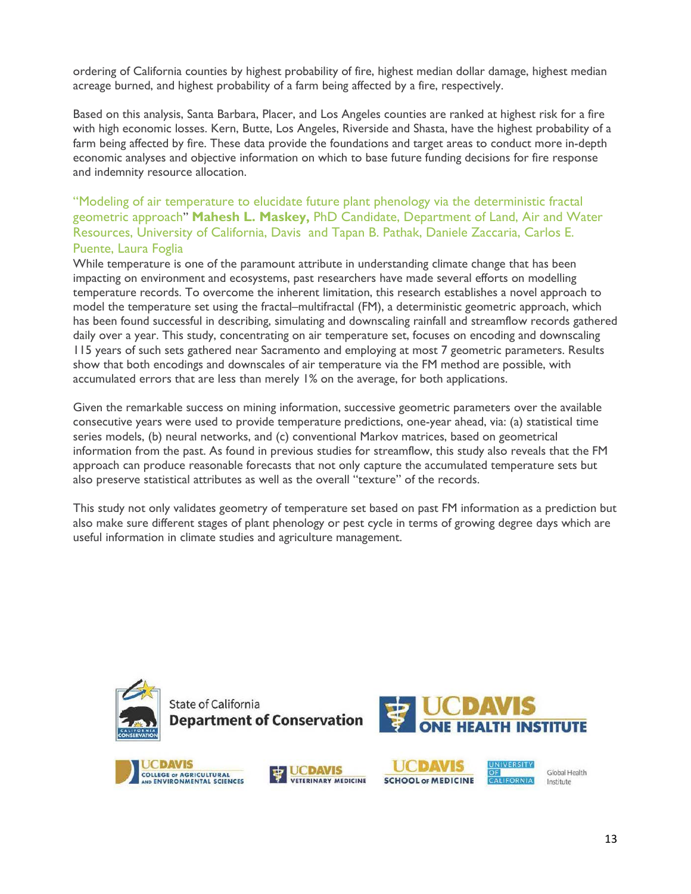ordering of California counties by highest probability of fire, highest median dollar damage, highest median acreage burned, and highest probability of a farm being affected by a fire, respectively.

Based on this analysis, Santa Barbara, Placer, and Los Angeles counties are ranked at highest risk for a fire with high economic losses. Kern, Butte, Los Angeles, Riverside and Shasta, have the highest probability of a farm being affected by fire. These data provide the foundations and target areas to conduct more in-depth economic analyses and objective information on which to base future funding decisions for fire response and indemnity resource allocation.

### "Modeling of air temperature to elucidate future plant phenology via the deterministic fractal geometric approach" **Mahesh L. Maskey,** PhD Candidate, Department of Land, Air and Water Resources, University of California, Davis and Tapan B. Pathak, Daniele Zaccaria, Carlos E. Puente, Laura Foglia

While temperature is one of the paramount attribute in understanding climate change that has been impacting on environment and ecosystems, past researchers have made several efforts on modelling temperature records. To overcome the inherent limitation, this research establishes a novel approach to model the temperature set using the fractal–multifractal (FM), a deterministic geometric approach, which has been found successful in describing, simulating and downscaling rainfall and streamflow records gathered daily over a year. This study, concentrating on air temperature set, focuses on encoding and downscaling 115 years of such sets gathered near Sacramento and employing at most 7 geometric parameters. Results show that both encodings and downscales of air temperature via the FM method are possible, with accumulated errors that are less than merely 1% on the average, for both applications.

Given the remarkable success on mining information, successive geometric parameters over the available consecutive years were used to provide temperature predictions, one-year ahead, via: (a) statistical time series models, (b) neural networks, and (c) conventional Markov matrices, based on geometrical information from the past. As found in previous studies for streamflow, this study also reveals that the FM approach can produce reasonable forecasts that not only capture the accumulated temperature sets but also preserve statistical attributes as well as the overall "texture" of the records.

This study not only validates geometry of temperature set based on past FM information as a prediction but also make sure different stages of plant phenology or pest cycle in terms of growing degree days which are useful information in climate studies and agriculture management.

State of California
Department of Conservation

UC DAVIS ONE HEALTH INSTITUTE

UC DAVIS COLLEGE OF AGRICULTURAL AND ENVIRONMENTAL SCIENCES

UC DAVIS VETERINARY MEDICINE

UC DAVIS SCHOOL OF MEDICINE

UNIVERSITY OF CALIFORNIA Global Health Institute